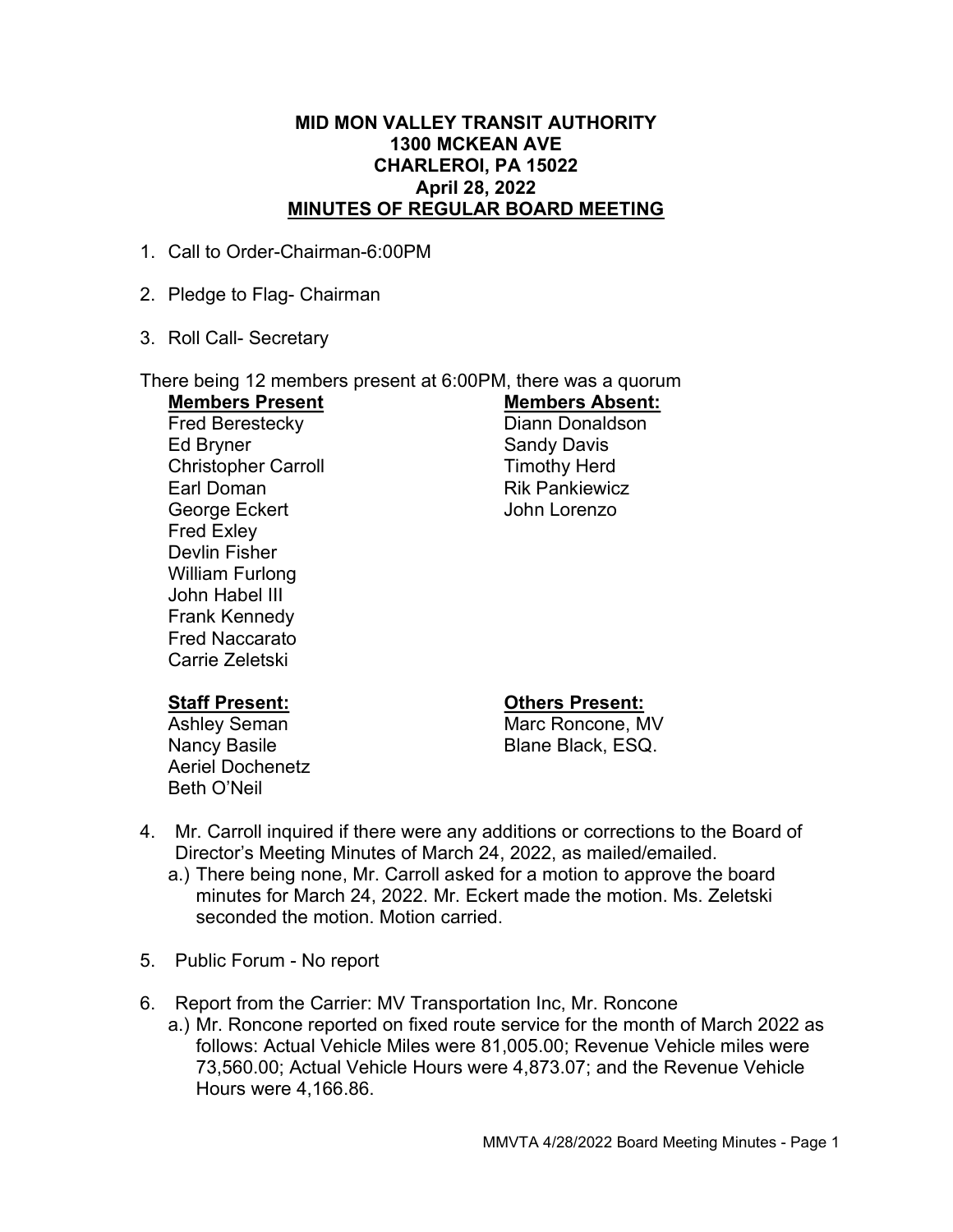**MID MON VALLEY TRANSIT AUTHORITY**
**1300 MCKEAN AVE**
**CHARLEROI, PA 15022**
**April 28, 2022**
**MINUTES OF REGULAR BOARD MEETING**

1. Call to Order-Chairman-6:00PM

2. Pledge to Flag- Chairman

3. Roll Call- Secretary

There being 12 members present at 6:00PM, there was a quorum

| **Members Present** | **Members Absent:** |
|---|---|
| Fred Berestecky | Diann Donaldson |
| Ed Bryner | Sandy Davis |
| Christopher Carroll | Timothy Herd |
| Earl Doman | Rik Pankiewicz |
| George Eckert | John Lorenzo |
| Fred Exley | |
| Devlin Fisher | |
| William Furlong | |
| John Habel III | |
| Frank Kennedy | |
| Fred Naccarato | |
| Carrie Zeletski | |

| **Staff Present:** | **Others Present:** |
|---|---|
| Ashley Seman | Marc Roncone, MV |
| Nancy Basile | Blane Black, ESQ. |
| Aeriel Dochenetz | |
| Beth O'Neil | |

4. Mr. Carroll inquired if there were any additions or corrections to the Board of Director's Meeting Minutes of March 24, 2022, as mailed/emailed.
   a.) There being none, Mr. Carroll asked for a motion to approve the board minutes for March 24, 2022. Mr. Eckert made the motion. Ms. Zeletski seconded the motion. Motion carried.

5. Public Forum - No report

6. Report from the Carrier: MV Transportation Inc, Mr. Roncone
   a.) Mr. Roncone reported on fixed route service for the month of March 2022 as follows: Actual Vehicle Miles were 81,005.00; Revenue Vehicle miles were 73,560.00; Actual Vehicle Hours were 4,873.07; and the Revenue Vehicle Hours were 4,166.86.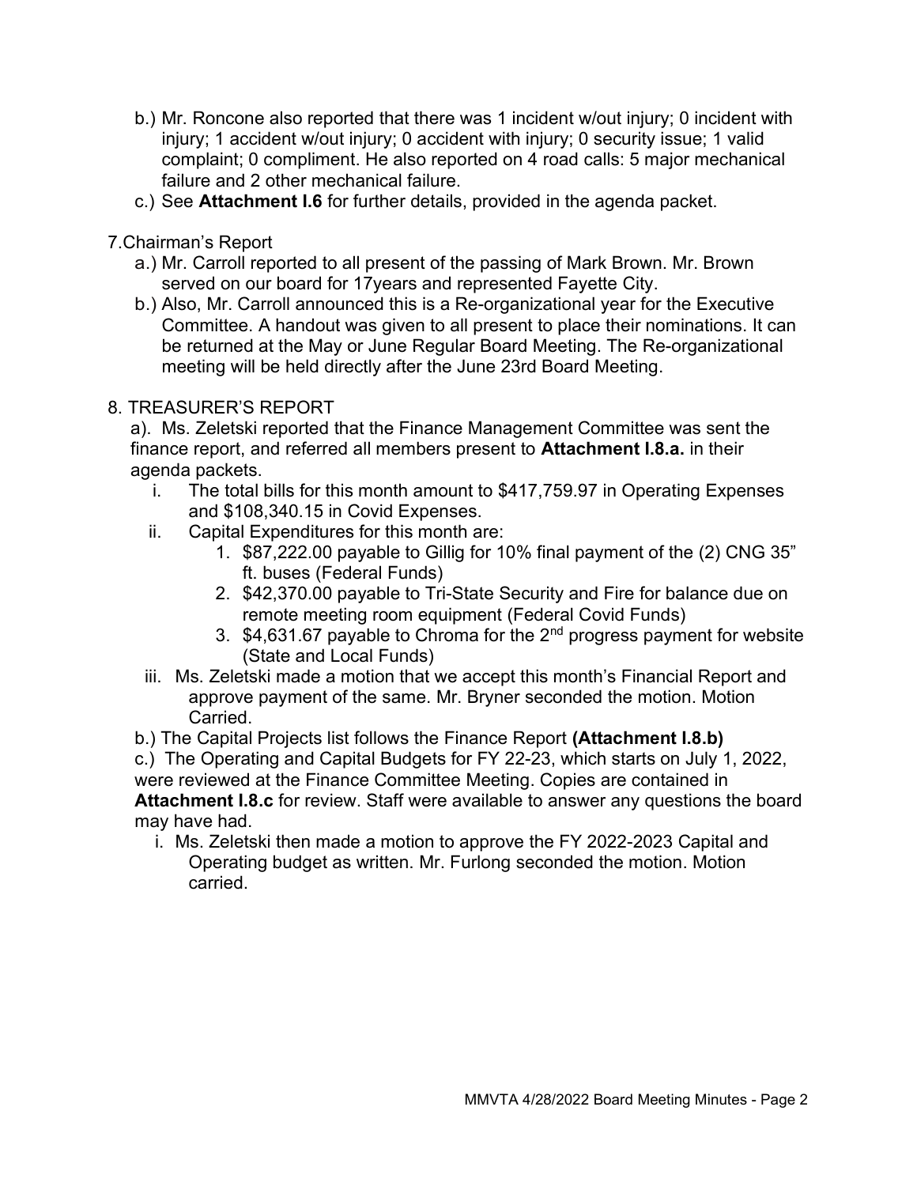b.) Mr. Roncone also reported that there was 1 incident w/out injury; 0 incident with injury; 1 accident w/out injury; 0 accident with injury; 0 security issue; 1 valid complaint; 0 compliment. He also reported on 4 road calls: 5 major mechanical failure and 2 other mechanical failure.

c.) See **Attachment I.6** for further details, provided in the agenda packet.

7.Chairman's Report

a.) Mr. Carroll reported to all present of the passing of Mark Brown. Mr. Brown served on our board for 17years and represented Fayette City.

b.) Also, Mr. Carroll announced this is a Re-organizational year for the Executive Committee. A handout was given to all present to place their nominations. It can be returned at the May or June Regular Board Meeting. The Re-organizational meeting will be held directly after the June 23rd Board Meeting.

8. TREASURER'S REPORT

a). Ms. Zeletski reported that the Finance Management Committee was sent the finance report, and referred all members present to **Attachment I.8.a.** in their agenda packets.

i. The total bills for this month amount to $417,759.97 in Operating Expenses and $108,340.15 in Covid Expenses.

ii. Capital Expenditures for this month are:

1. $87,222.00 payable to Gillig for 10% final payment of the (2) CNG 35" ft. buses (Federal Funds)
2. $42,370.00 payable to Tri-State Security and Fire for balance due on remote meeting room equipment (Federal Covid Funds)
3. $4,631.67 payable to Chroma for the 2nd progress payment for website (State and Local Funds)

iii. Ms. Zeletski made a motion that we accept this month's Financial Report and approve payment of the same. Mr. Bryner seconded the motion. Motion Carried.

b.) The Capital Projects list follows the Finance Report **(Attachment I.8.b)**

c.) The Operating and Capital Budgets for FY 22-23, which starts on July 1, 2022, were reviewed at the Finance Committee Meeting. Copies are contained in **Attachment I.8.c** for review. Staff were available to answer any questions the board may have had.

i. Ms. Zeletski then made a motion to approve the FY 2022-2023 Capital and Operating budget as written. Mr. Furlong seconded the motion. Motion carried.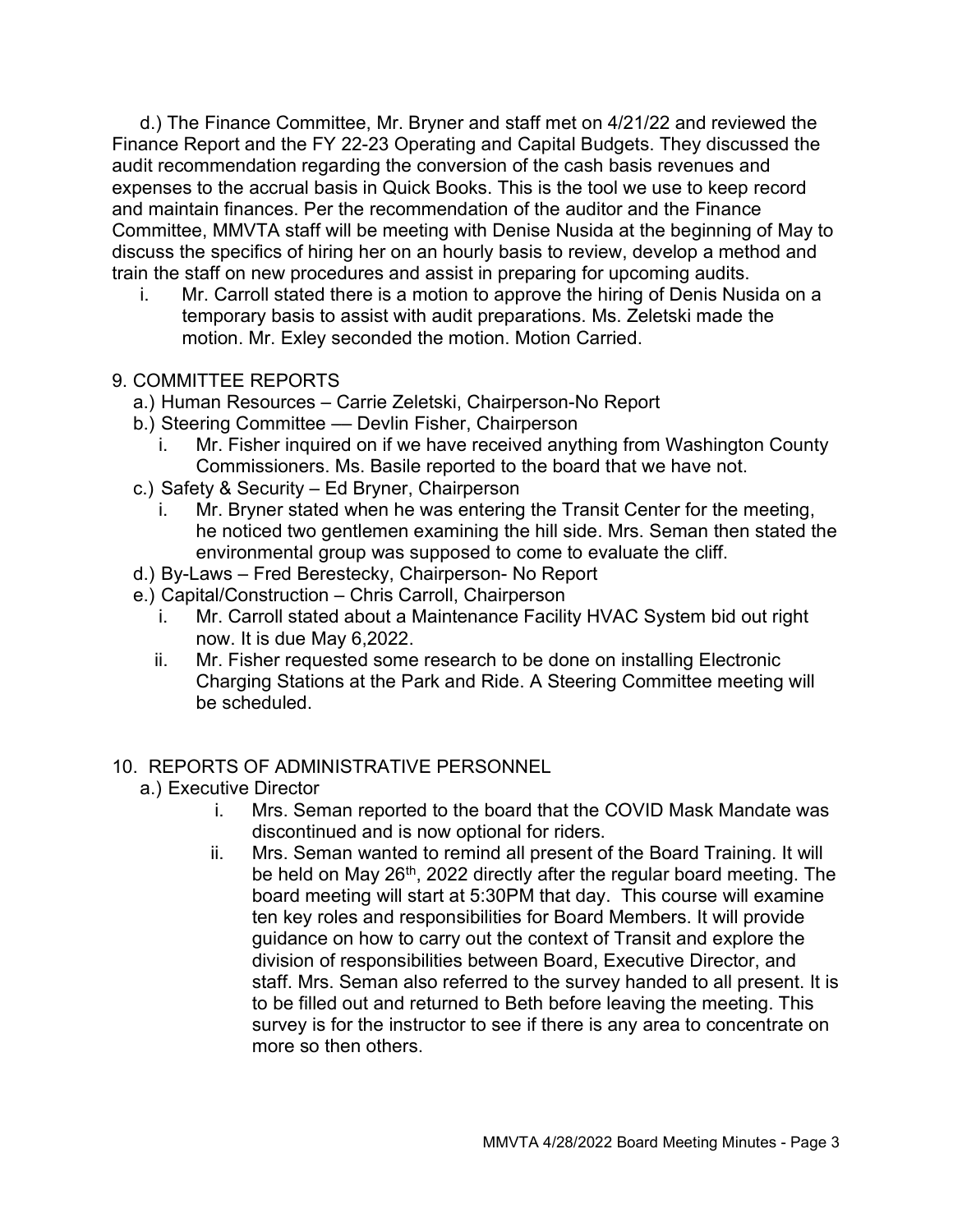d.) The Finance Committee, Mr. Bryner and staff met on 4/21/22 and reviewed the Finance Report and the FY 22-23 Operating and Capital Budgets. They discussed the audit recommendation regarding the conversion of the cash basis revenues and expenses to the accrual basis in Quick Books. This is the tool we use to keep record and maintain finances. Per the recommendation of the auditor and the Finance Committee, MMVTA staff will be meeting with Denise Nusida at the beginning of May to discuss the specifics of hiring her on an hourly basis to review, develop a method and train the staff on new procedures and assist in preparing for upcoming audits.

i. Mr. Carroll stated there is a motion to approve the hiring of Denis Nusida on a temporary basis to assist with audit preparations. Ms. Zeletski made the motion. Mr. Exley seconded the motion. Motion Carried.

9. COMMITTEE REPORTS

a.) Human Resources – Carrie Zeletski, Chairperson-No Report

b.) Steering Committee –– Devlin Fisher, Chairperson

i. Mr. Fisher inquired on if we have received anything from Washington County Commissioners. Ms. Basile reported to the board that we have not.

c.) Safety & Security – Ed Bryner, Chairperson

i. Mr. Bryner stated when he was entering the Transit Center for the meeting, he noticed two gentlemen examining the hill side. Mrs. Seman then stated the environmental group was supposed to come to evaluate the cliff.

d.) By-Laws – Fred Berestecky, Chairperson- No Report

e.) Capital/Construction – Chris Carroll, Chairperson

i. Mr. Carroll stated about a Maintenance Facility HVAC System bid out right now. It is due May 6,2022.

ii. Mr. Fisher requested some research to be done on installing Electronic Charging Stations at the Park and Ride. A Steering Committee meeting will be scheduled.

10. REPORTS OF ADMINISTRATIVE PERSONNEL

a.) Executive Director

i. Mrs. Seman reported to the board that the COVID Mask Mandate was discontinued and is now optional for riders.

ii. Mrs. Seman wanted to remind all present of the Board Training. It will be held on May 26th, 2022 directly after the regular board meeting. The board meeting will start at 5:30PM that day. This course will examine ten key roles and responsibilities for Board Members. It will provide guidance on how to carry out the context of Transit and explore the division of responsibilities between Board, Executive Director, and staff. Mrs. Seman also referred to the survey handed to all present. It is to be filled out and returned to Beth before leaving the meeting. This survey is for the instructor to see if there is any area to concentrate on more so then others.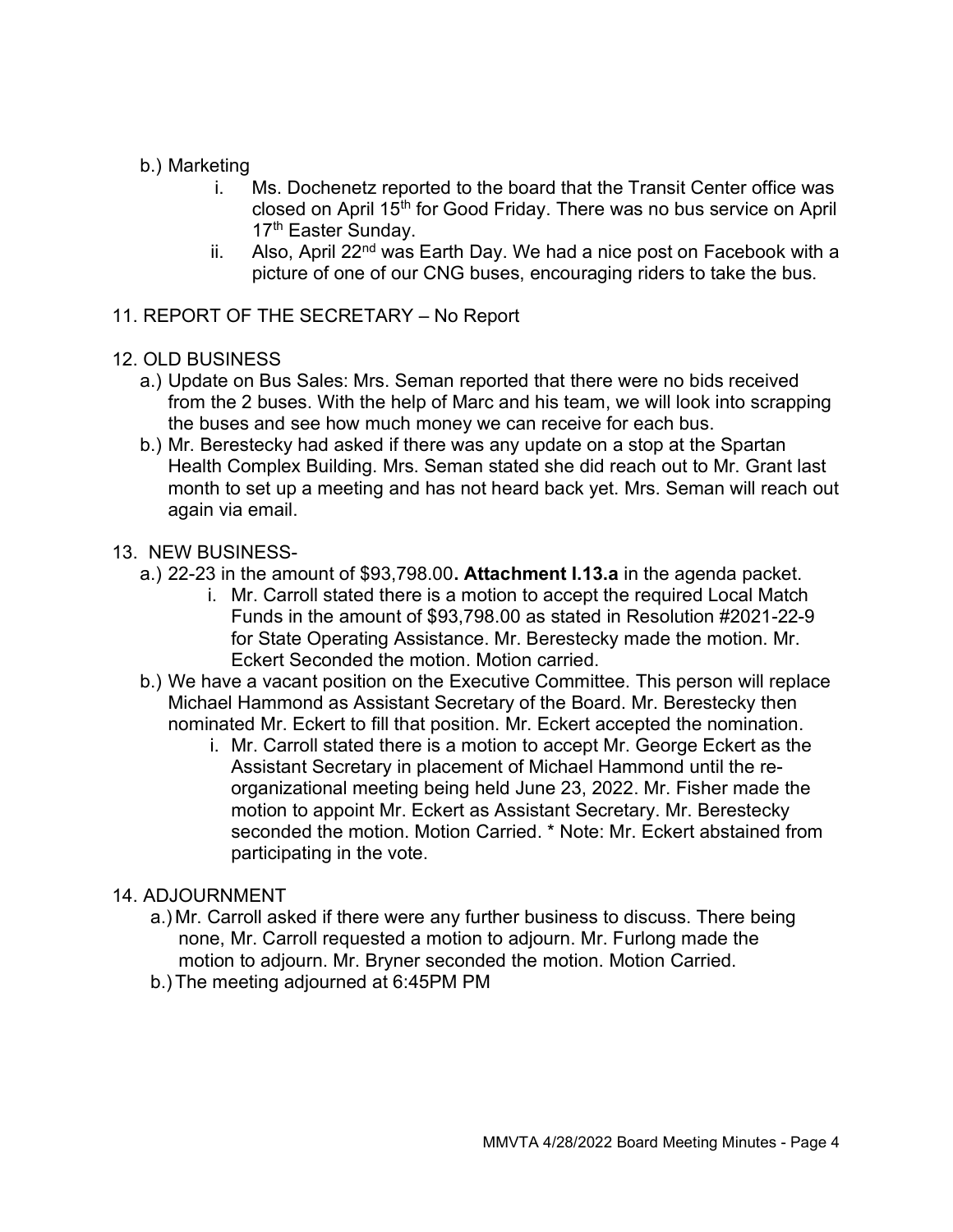b.) Marketing

i. Ms. Dochenetz reported to the board that the Transit Center office was closed on April 15th for Good Friday. There was no bus service on April 17th Easter Sunday.

ii. Also, April 22nd was Earth Day. We had a nice post on Facebook with a picture of one of our CNG buses, encouraging riders to take the bus.

11. REPORT OF THE SECRETARY – No Report

12. OLD BUSINESS

a.) Update on Bus Sales: Mrs. Seman reported that there were no bids received from the 2 buses. With the help of Marc and his team, we will look into scrapping the buses and see how much money we can receive for each bus.

b.) Mr. Berestecky had asked if there was any update on a stop at the Spartan Health Complex Building. Mrs. Seman stated she did reach out to Mr. Grant last month to set up a meeting and has not heard back yet. Mrs. Seman will reach out again via email.

13. NEW BUSINESS-

a.) 22-23 in the amount of $93,798.00**. Attachment I.13.a** in the agenda packet.

i. Mr. Carroll stated there is a motion to accept the required Local Match Funds in the amount of $93,798.00 as stated in Resolution #2021-22-9 for State Operating Assistance. Mr. Berestecky made the motion. Mr. Eckert Seconded the motion. Motion carried.

b.) We have a vacant position on the Executive Committee. This person will replace Michael Hammond as Assistant Secretary of the Board. Mr. Berestecky then nominated Mr. Eckert to fill that position. Mr. Eckert accepted the nomination.

i. Mr. Carroll stated there is a motion to accept Mr. George Eckert as the Assistant Secretary in placement of Michael Hammond until the re-organizational meeting being held June 23, 2022. Mr. Fisher made the motion to appoint Mr. Eckert as Assistant Secretary. Mr. Berestecky seconded the motion. Motion Carried. * Note: Mr. Eckert abstained from participating in the vote.

14. ADJOURNMENT

a.) Mr. Carroll asked if there were any further business to discuss. There being none, Mr. Carroll requested a motion to adjourn. Mr. Furlong made the motion to adjourn. Mr. Bryner seconded the motion. Motion Carried.

b.) The meeting adjourned at 6:45PM PM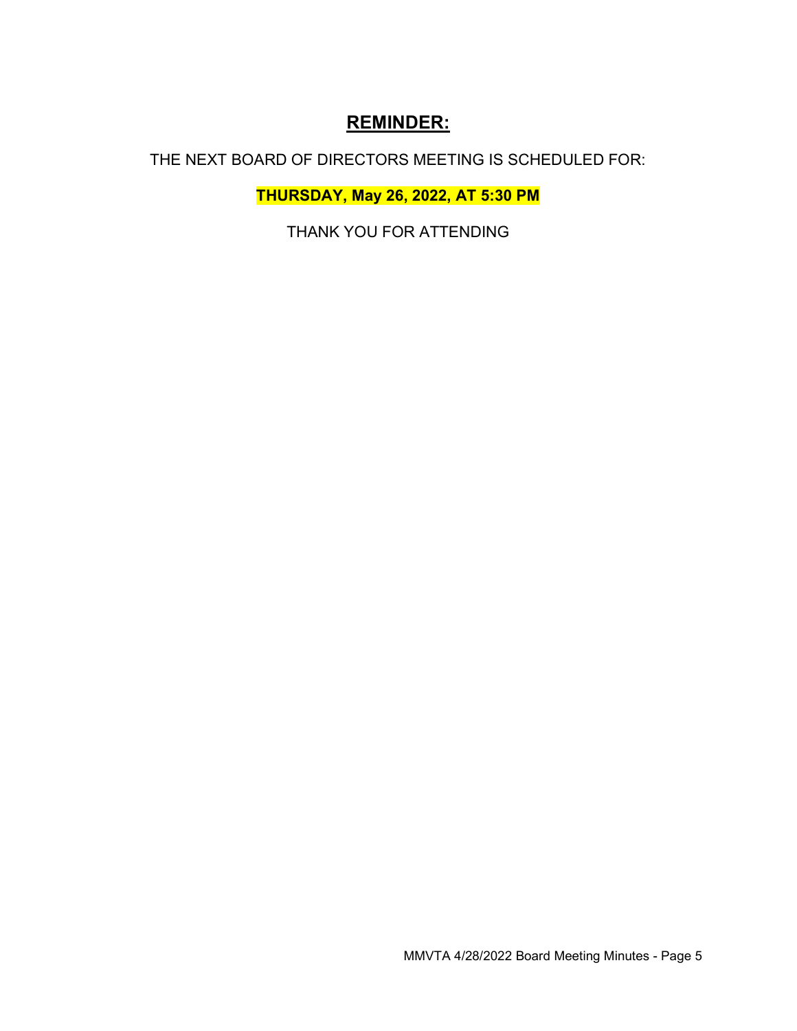## **REMINDER:**

THE NEXT BOARD OF DIRECTORS MEETING IS SCHEDULED FOR:

**THURSDAY, May 26, 2022, AT 5:30 PM**

THANK YOU FOR ATTENDING